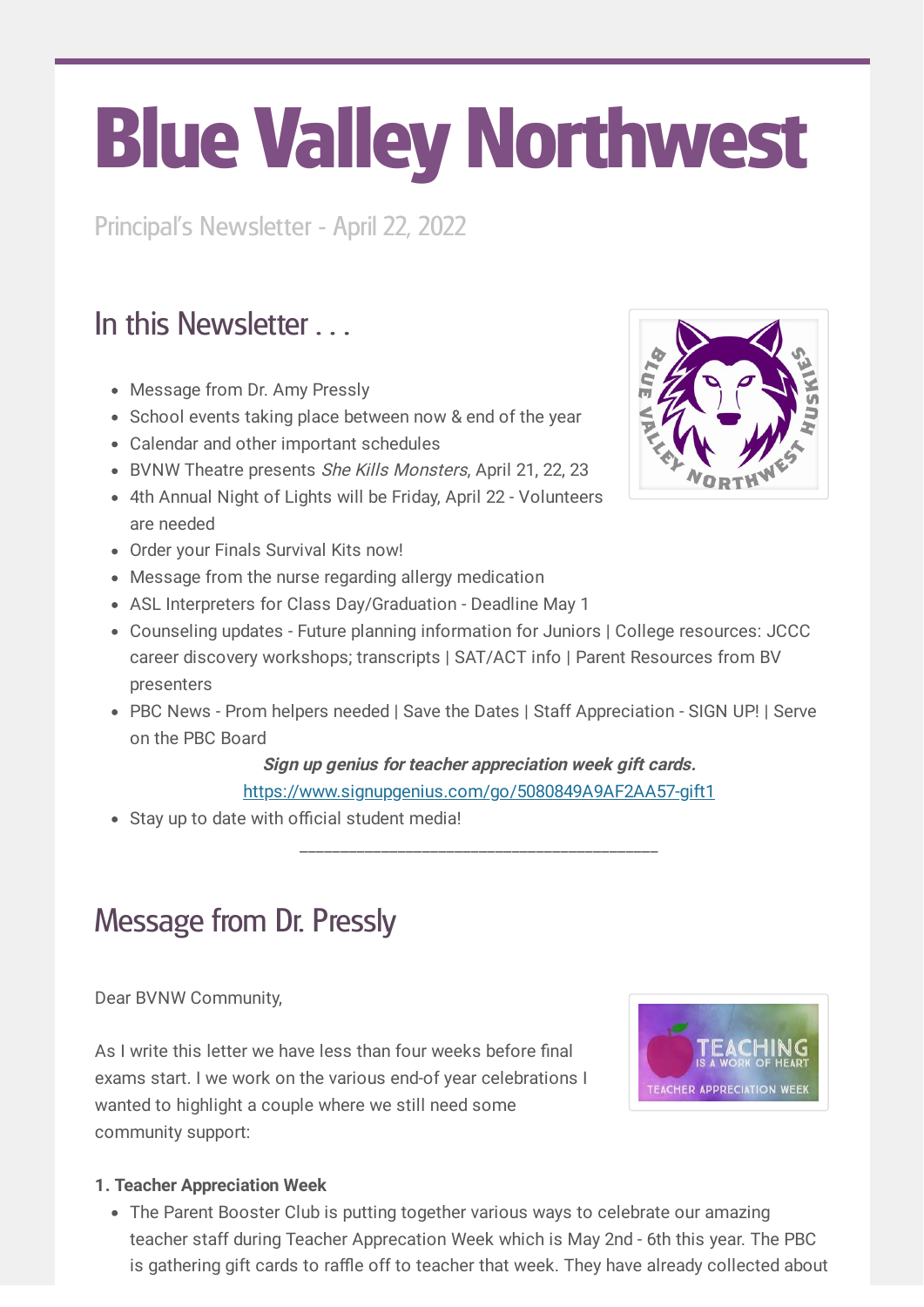# Blue Valley Northwest

Principal's Newsletter - April 22, 2022

## In this Newsletter . . .

- Message from Dr. Amy Pressly
- School events taking place between now & end of the year
- Calendar and other important schedules
- BVNW Theatre presents *She Kills Monsters*, April 21, 22, 23
- 4th Annual Night of Lights will be Friday, April 22 - Volunteers are needed
- Order your Finals Survival Kits now!
- Message from the nurse regarding allergy medication
- ASL Interpreters for Class Day/Graduation - Deadline May 1
- Counseling updates - Future planning information for Juniors | College resources: JCCC career discovery workshops; transcripts | SAT/ACT info | Parent Resources from BV presenters
- PBC News - Prom helpers needed | Save the Dates | Staff Appreciation - SIGN UP! | Serve on the PBC Board

  ***Sign up genius for teacher appreciation week gift cards.***
  https://www.signupgenius.com/go/5080849A9AF2AA57-gift1
- Stay up to date with official student media!

_______________________________________________

## Message from Dr. Pressly

Dear BVNW Community,

As I write this letter we have less than four weeks before final exams start. I we work on the various end-of year celebrations I wanted to highlight a couple where we still need some community support:

**1. Teacher Appreciation Week**

- The Parent Booster Club is putting together various ways to celebrate our amazing teacher staff during Teacher Apprecation Week which is May 2nd - 6th this year. The PBC is gathering gift cards to raffle off to teacher that week. They have already collected about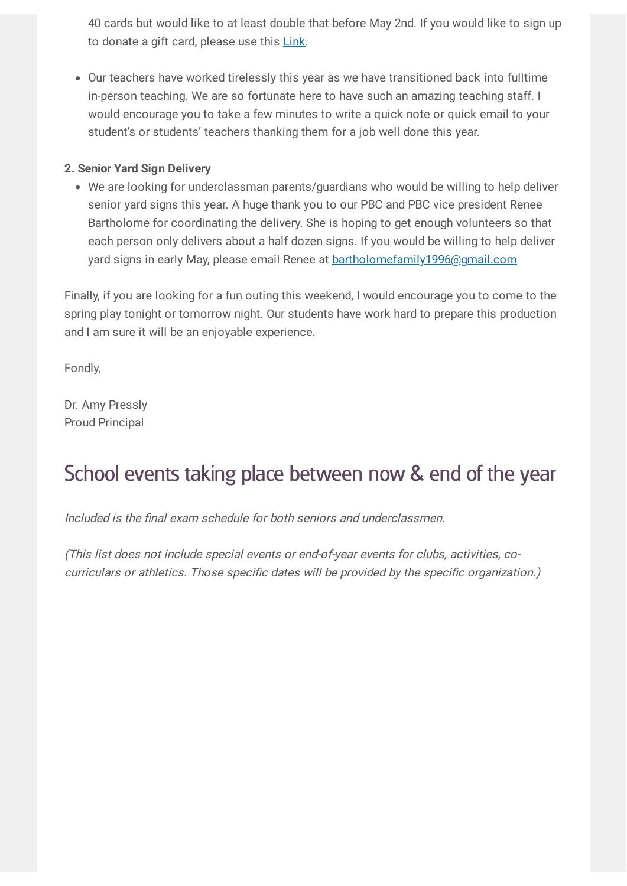40 cards but would like to at least double that before May 2nd. If you would like to sign up to donate a gift card, please use this [Link](#).

- Our teachers have worked tirelessly this year as we have transitioned back into fulltime in-person teaching. We are so fortunate here to have such an amazing teaching staff. I would encourage you to take a few minutes to write a quick note or quick email to your student's or students' teachers thanking them for a job well done this year.

**2. Senior Yard Sign Delivery**

- We are looking for underclassman parents/guardians who would be willing to help deliver senior yard signs this year. A huge thank you to our PBC and PBC vice president Renee Bartholome for coordinating the delivery. She is hoping to get enough volunteers so that each person only delivers about a half dozen signs. If you would be willing to help deliver yard signs in early May, please email Renee at bartholomefamily1996@gmail.com

Finally, if you are looking for a fun outing this weekend, I would encourage you to come to the spring play tonight or tomorrow night. Our students have work hard to prepare this production and I am sure it will be an enjoyable experience.

Fondly,

Dr. Amy Pressly
Proud Principal

## School events taking place between now & end of the year

*Included is the final exam schedule for both seniors and underclassmen.*

*(This list does not include special events or end-of-year events for clubs, activities, co-curriculars or athletics. Those specific dates will be provided by the specific organization.)*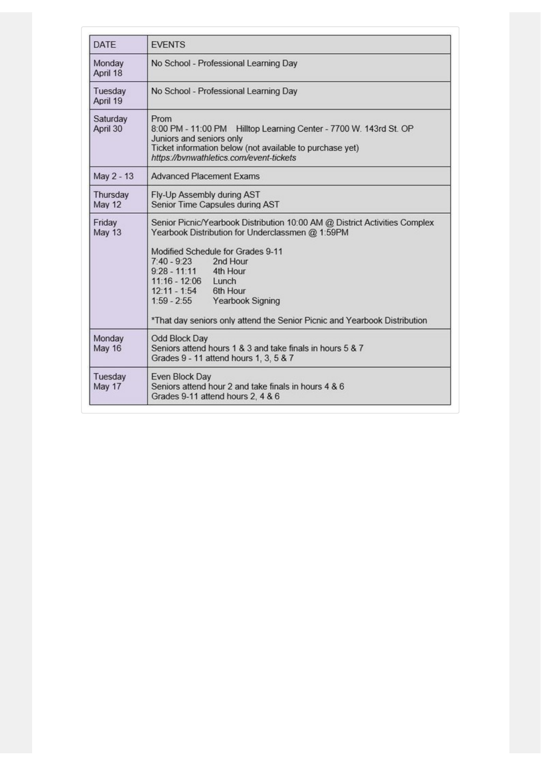| DATE | EVENTS |
|---|---|
| Monday April 18 | No School - Professional Learning Day |
| Tuesday April 19 | No School - Professional Learning Day |
| Saturday April 30 | Prom<br>8:00 PM - 11:00 PM Hilltop Learning Center - 7700 W. 143rd St. OP<br>Juniors and seniors only<br>Ticket information below (not available to purchase yet)<br>*https://bvnwathletics.com/event-tickets* |
| May 2 - 13 | Advanced Placement Exams |
| Thursday May 12 | Fly-Up Assembly during AST<br>Senior Time Capsules during AST |
| Friday May 13 | Senior Picnic/Yearbook Distribution 10:00 AM @ District Activities Complex<br>Yearbook Distribution for Underclassmen @ 1:59PM<br><br>Modified Schedule for Grades 9-11<br>7:40 - 9:23 2nd Hour<br>9:28 - 11:11 4th Hour<br>11:16 - 12:06 Lunch<br>12:11 - 1:54 6th Hour<br>1:59 - 2:55 Yearbook Signing<br><br>*That day seniors only attend the Senior Picnic and Yearbook Distribution |
| Monday May 16 | Odd Block Day<br>Seniors attend hours 1 & 3 and take finals in hours 5 & 7<br>Grades 9 - 11 attend hours 1, 3, 5 & 7 |
| Tuesday May 17 | Even Block Day<br>Seniors attend hour 2 and take finals in hours 4 & 6<br>Grades 9-11 attend hours 2, 4 & 6 |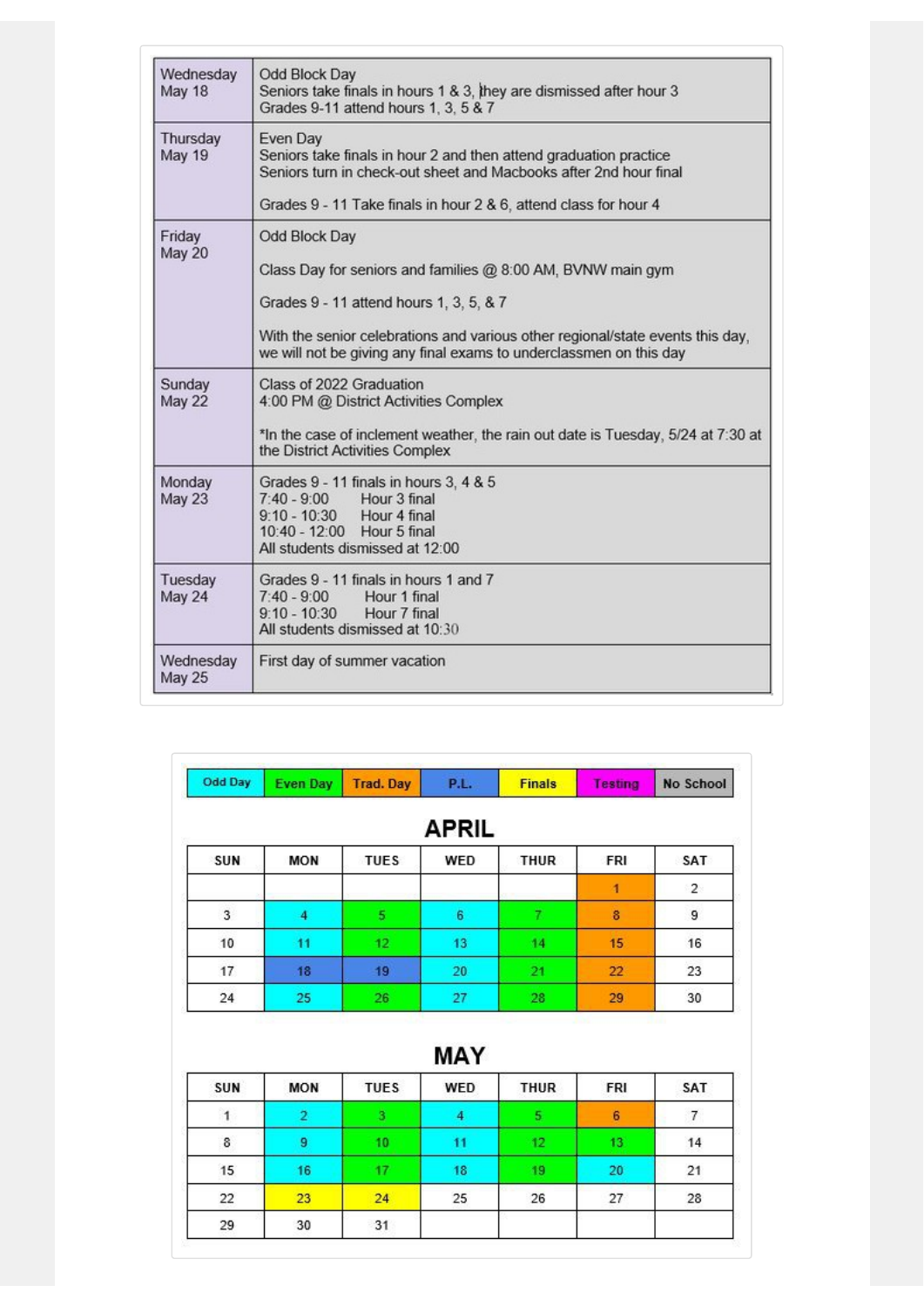| | |
|---|---|
| Wednesday May 18 | Odd Block Day<br>Seniors take finals in hours 1 & 3, they are dismissed after hour 3<br>Grades 9-11 attend hours 1, 3, 5 & 7 |
| Thursday May 19 | Even Day<br>Seniors take finals in hour 2 and then attend graduation practice<br>Seniors turn in check-out sheet and Macbooks after 2nd hour final<br><br>Grades 9 - 11 Take finals in hour 2 & 6, attend class for hour 4 |
| Friday May 20 | Odd Block Day<br><br>Class Day for seniors and families @ 8:00 AM, BVNW main gym<br><br>Grades 9 - 11 attend hours 1, 3, 5, & 7<br><br>With the senior celebrations and various other regional/state events this day, we will not be giving any final exams to underclassmen on this day |
| Sunday May 22 | Class of 2022 Graduation<br>4:00 PM @ District Activities Complex<br><br>*In the case of inclement weather, the rain out date is Tuesday, 5/24 at 7:30 at the District Activities Complex |
| Monday May 23 | Grades 9 - 11 finals in hours 3, 4 & 5<br>7:40 - 9:00 Hour 3 final<br>9:10 - 10:30 Hour 4 final<br>10:40 - 12:00 Hour 5 final<br>All students dismissed at 12:00 |
| Tuesday May 24 | Grades 9 - 11 finals in hours 1 and 7<br>7:40 - 9:00 Hour 1 final<br>9:10 - 10:30 Hour 7 final<br>All students dismissed at 10:30 |
| Wednesday May 25 | First day of summer vacation |

| Odd Day | Even Day | Trad. Day | P.L. | Finals | Testing | No School |
|---|---|---|---|---|---|---|

## APRIL

| SUN | MON | TUES | WED | THUR | FRI | SAT |
|---|---|---|---|---|---|---|
| | | | | | 1 | 2 |
| 3 | 4 | 5 | 6 | 7 | 8 | 9 |
| 10 | 11 | 12 | 13 | 14 | 15 | 16 |
| 17 | 18 | 19 | 20 | 21 | 22 | 23 |
| 24 | 25 | 26 | 27 | 28 | 29 | 30 |

## MAY

| SUN | MON | TUES | WED | THUR | FRI | SAT |
|---|---|---|---|---|---|---|
| 1 | 2 | 3 | 4 | 5 | 6 | 7 |
| 8 | 9 | 10 | 11 | 12 | 13 | 14 |
| 15 | 16 | 17 | 18 | 19 | 20 | 21 |
| 22 | 23 | 24 | 25 | 26 | 27 | 28 |
| 29 | 30 | 31 | | | | |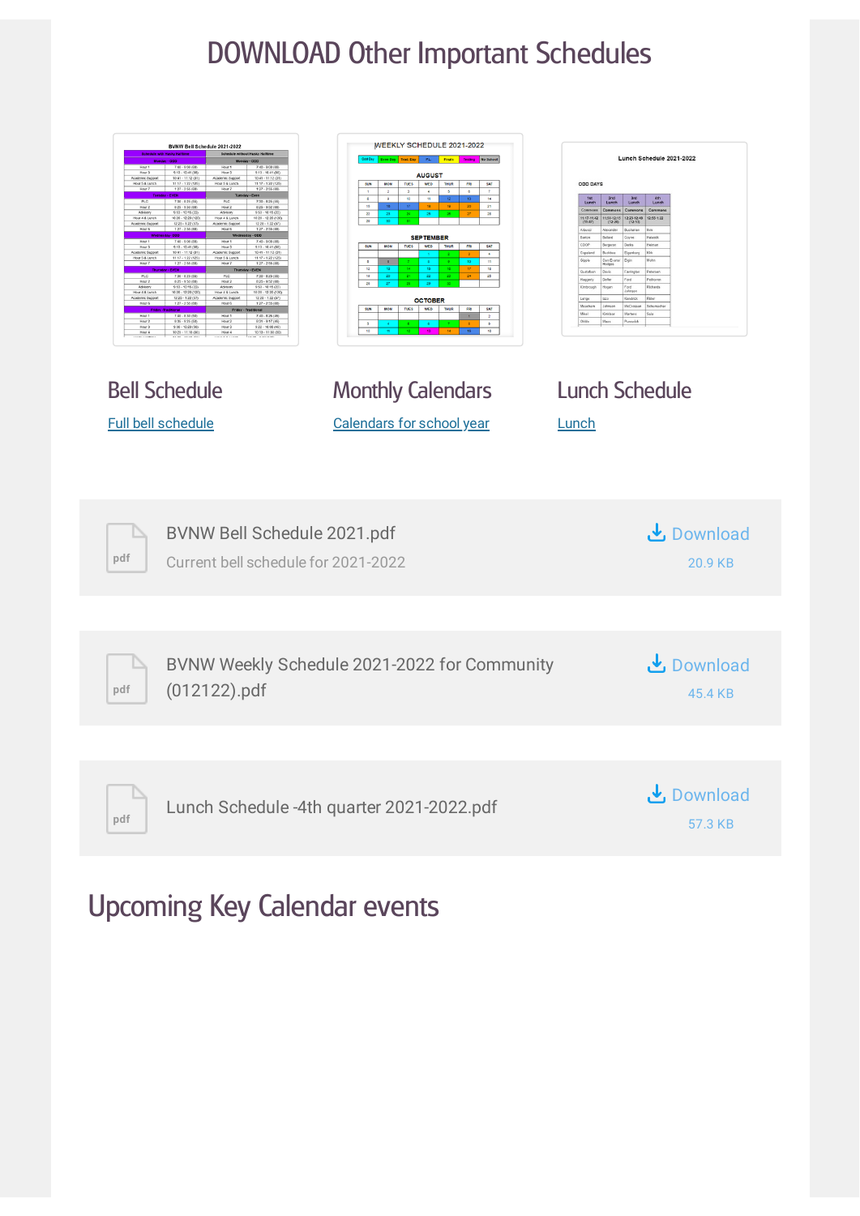# DOWNLOAD Other Important Schedules

### Bell Schedule

Full bell schedule

### Monthly Calendars

Calendars for school year

### Lunch Schedule

Lunch

BVNW Bell Schedule 2021.pdf

Current bell schedule for 2021-2022

Download 20.9 KB

BVNW Weekly Schedule 2021-2022 for Community (012122).pdf

Download 45.4 KB

Lunch Schedule -4th quarter 2021-2022.pdf

Download 57.3 KB

## Upcoming Key Calendar events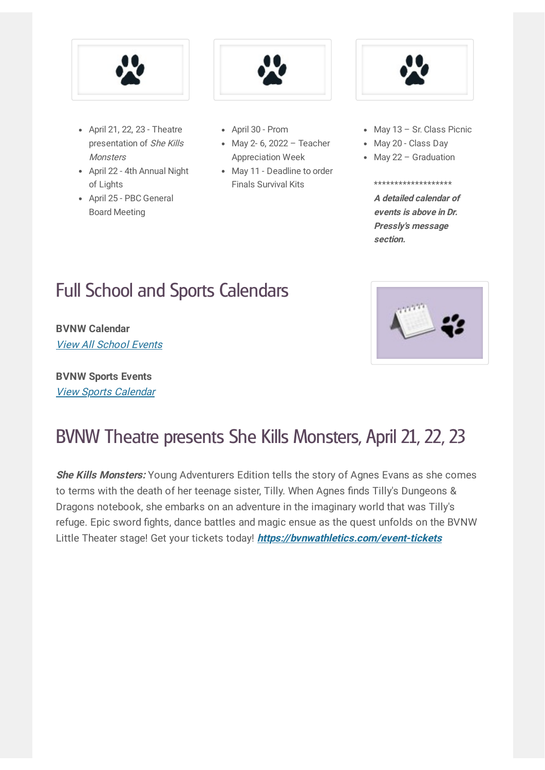- April 21, 22, 23 - Theatre presentation of *She Kills Monsters*
- April 22 - 4th Annual Night of Lights
- April 25 - PBC General Board Meeting

- April 30 - Prom
- May 2- 6, 2022 – Teacher Appreciation Week
- May 11 - Deadline to order Finals Survival Kits

- May 13 – Sr. Class Picnic
- May 20 - Class Day
- May 22 – Graduation

*******************

***A detailed calendar of events is above in Dr. Pressly's message section.***

## Full School and Sports Calendars

**BVNW Calendar**
*View All School Events*

**BVNW Sports Events**
*View Sports Calendar*

## BVNW Theatre presents She Kills Monsters, April 21, 22, 23

***She Kills Monsters:*** Young Adventurers Edition tells the story of Agnes Evans as she comes to terms with the death of her teenage sister, Tilly. When Agnes finds Tilly's Dungeons & Dragons notebook, she embarks on an adventure in the imaginary world that was Tilly's refuge. Epic sword fights, dance battles and magic ensue as the quest unfolds on the BVNW Little Theater stage! Get your tickets today! ***https://bvnwathletics.com/event-tickets***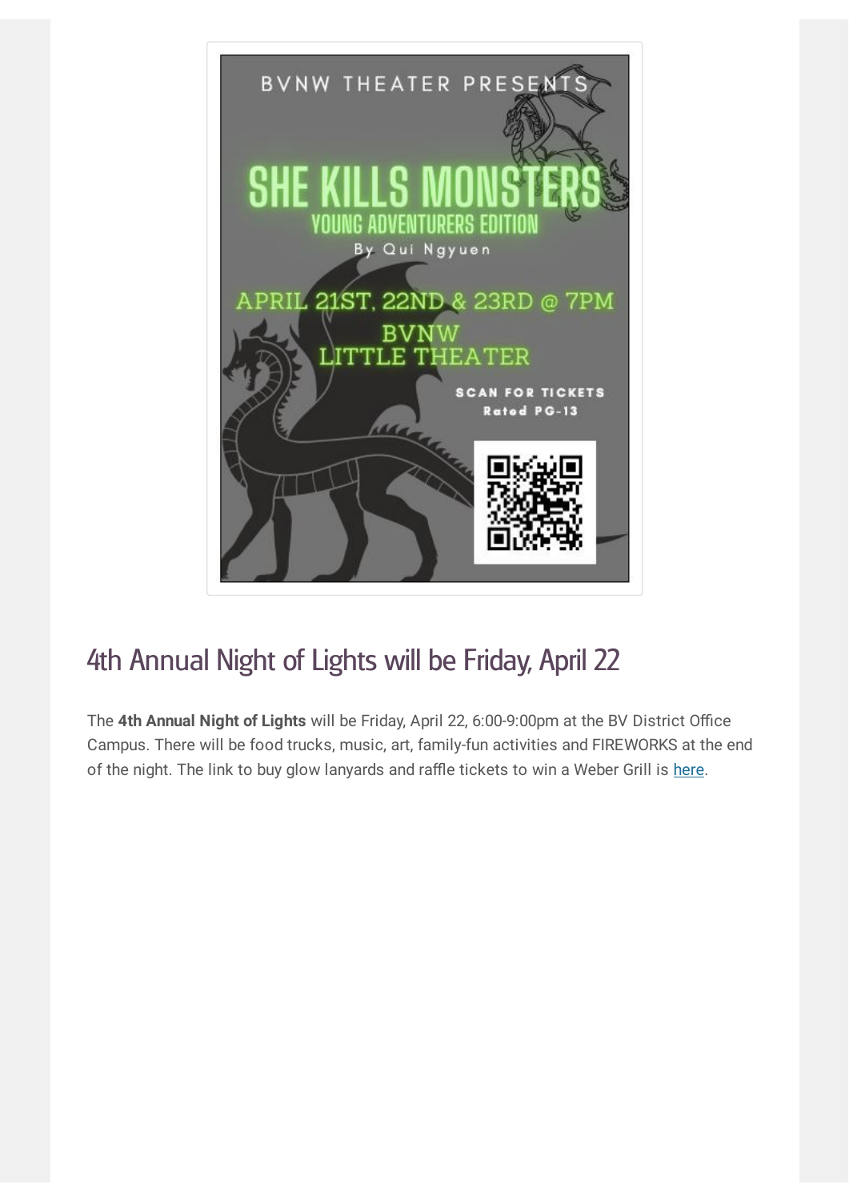BVNW THEATER PRESENTS

# SHE KILLS MONSTERS

## YOUNG ADVENTURERS EDITION

By Qui Ngyuen

APRIL 21ST, 22ND & 23RD @ 7PM

BVNW LITTLE THEATER

SCAN FOR TICKETS

Rated PG-13

## 4th Annual Night of Lights will be Friday, April 22

The **4th Annual Night of Lights** will be Friday, April 22, 6:00-9:00pm at the BV District Office Campus. There will be food trucks, music, art, family-fun activities and FIREWORKS at the end of the night. The link to buy glow lanyards and raffle tickets to win a Weber Grill is here.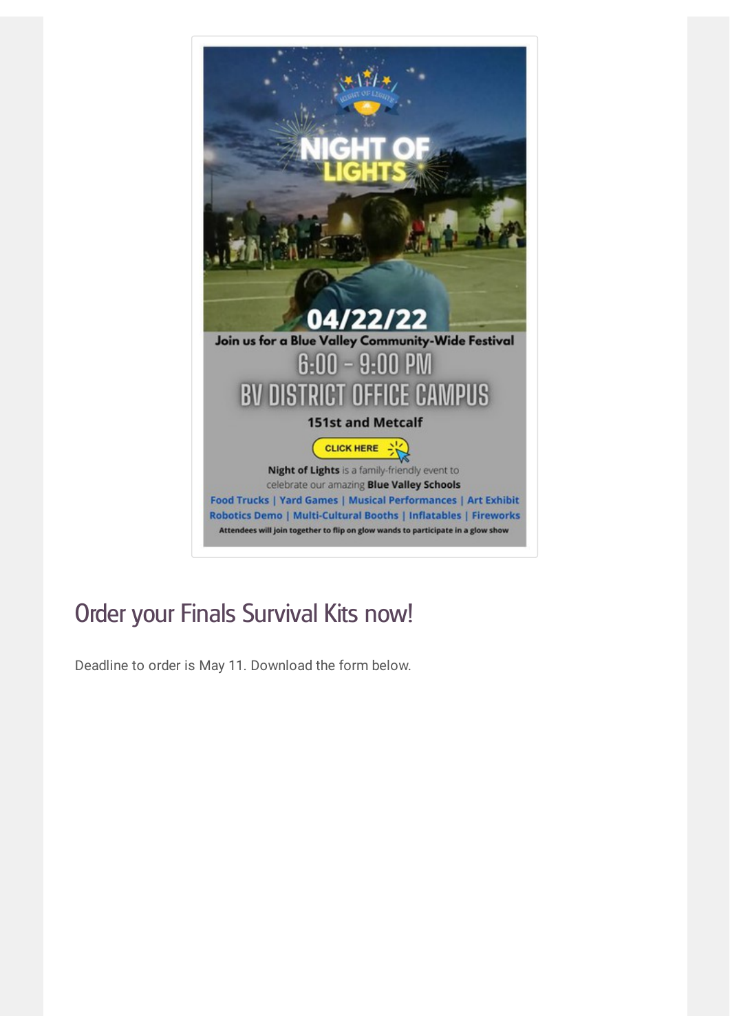# NIGHT OF LIGHTS

**04/22/22**

**Join us for a Blue Valley Community-Wide Festival**

6:00 - 9:00 PM

BV DISTRICT OFFICE CAMPUS

**151st and Metcalf**

CLICK HERE

**Night of Lights** is a family-friendly event to celebrate our amazing **Blue Valley Schools**

**Food Trucks | Yard Games | Musical Performances | Art Exhibit Robotics Demo | Multi-Cultural Booths | Inflatables | Fireworks**

**Attendees will join together to flip on glow wands to participate in a glow show**

## Order your Finals Survival Kits now!

Deadline to order is May 11. Download the form below.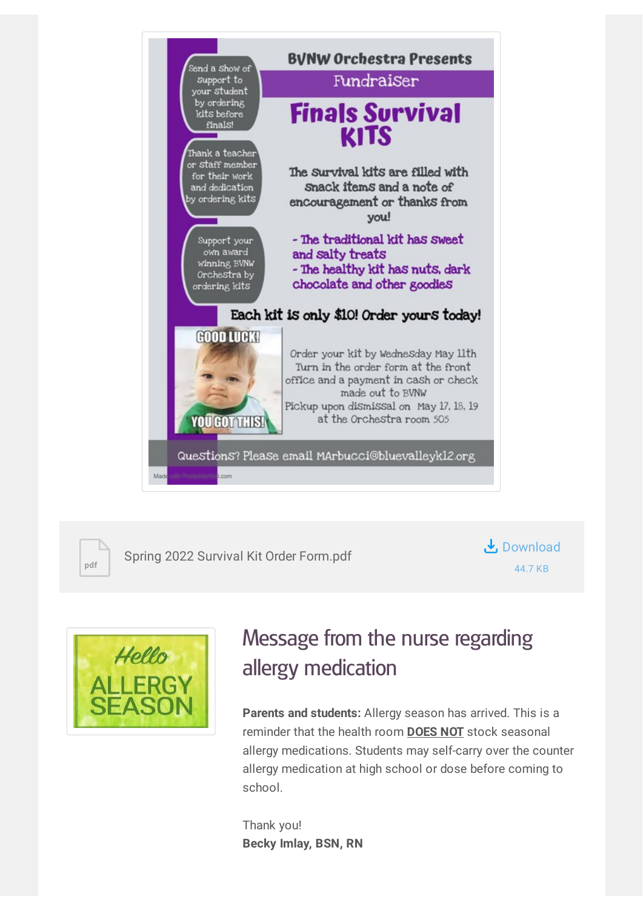BVNW Orchestra Presents

Fundraiser

# Finals Survival KITS

Send a Show of Support to your student by ordering kits before finals!

Thank a teacher or staff member for their work and dedication by ordering kits

Support your own award winning BVNW Orchestra by ordering kits

The survival kits are filled with snack items and a note of encouragement or thanks from you!

- The traditional kit has sweet and salty treats
- The healthy kit has nuts, dark chocolate and other goodies

**Each kit is only $10! Order yours today!**

GOOD LUCK! YOU GOT THIS!

Order your kit by Wednesday May 11th
Turn in the order form at the front office and a payment in cash or check made out to BVNW
Pickup upon dismissal on May 17, 18, 19 at the Orchestra room 505

Questions? Please email MArbucci@bluevalleyk12.org

Spring 2022 Survival Kit Order Form.pdf

Download 44.7 KB

Hello ALLERGY SEASON

## Message from the nurse regarding allergy medication

**Parents and students:** Allergy season has arrived. This is a reminder that the health room **DOES NOT** stock seasonal allergy medications. Students may self-carry over the counter allergy medication at high school or dose before coming to school.

Thank you!
**Becky Imlay, BSN, RN**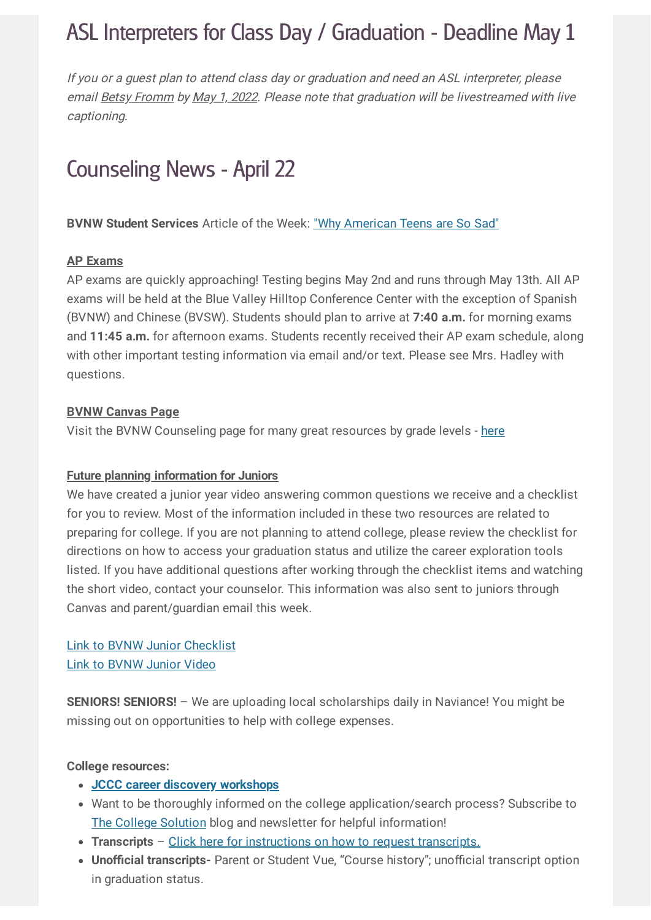## ASL Interpreters for Class Day / Graduation - Deadline May 1

*If you or a guest plan to attend class day or graduation and need an ASL interpreter, please email Betsy Fromm by May 1, 2022. Please note that graduation will be livestreamed with live captioning.*

## Counseling News - April 22

**BVNW Student Services** Article of the Week: "Why American Teens are So Sad"

**AP Exams**

AP exams are quickly approaching! Testing begins May 2nd and runs through May 13th. All AP exams will be held at the Blue Valley Hilltop Conference Center with the exception of Spanish (BVNW) and Chinese (BVSW). Students should plan to arrive at **7:40 a.m.** for morning exams and **11:45 a.m.** for afternoon exams. Students recently received their AP exam schedule, along with other important testing information via email and/or text. Please see Mrs. Hadley with questions.

**BVNW Canvas Page**

Visit the BVNW Counseling page for many great resources by grade levels - here

**Future planning information for Juniors**

We have created a junior year video answering common questions we receive and a checklist for you to review. Most of the information included in these two resources are related to preparing for college. If you are not planning to attend college, please review the checklist for directions on how to access your graduation status and utilize the career exploration tools listed. If you have additional questions after working through the checklist items and watching the short video, contact your counselor. This information was also sent to juniors through Canvas and parent/guardian email this week.

Link to BVNW Junior Checklist
Link to BVNW Junior Video

**SENIORS! SENIORS!** – We are uploading local scholarships daily in Naviance! You might be missing out on opportunities to help with college expenses.

**College resources:**

- **JCCC career discovery workshops**
- Want to be thoroughly informed on the college application/search process? Subscribe to The College Solution blog and newsletter for helpful information!
- **Transcripts** – Click here for instructions on how to request transcripts.
- **Unofficial transcripts-** Parent or Student Vue, "Course history"; unofficial transcript option in graduation status.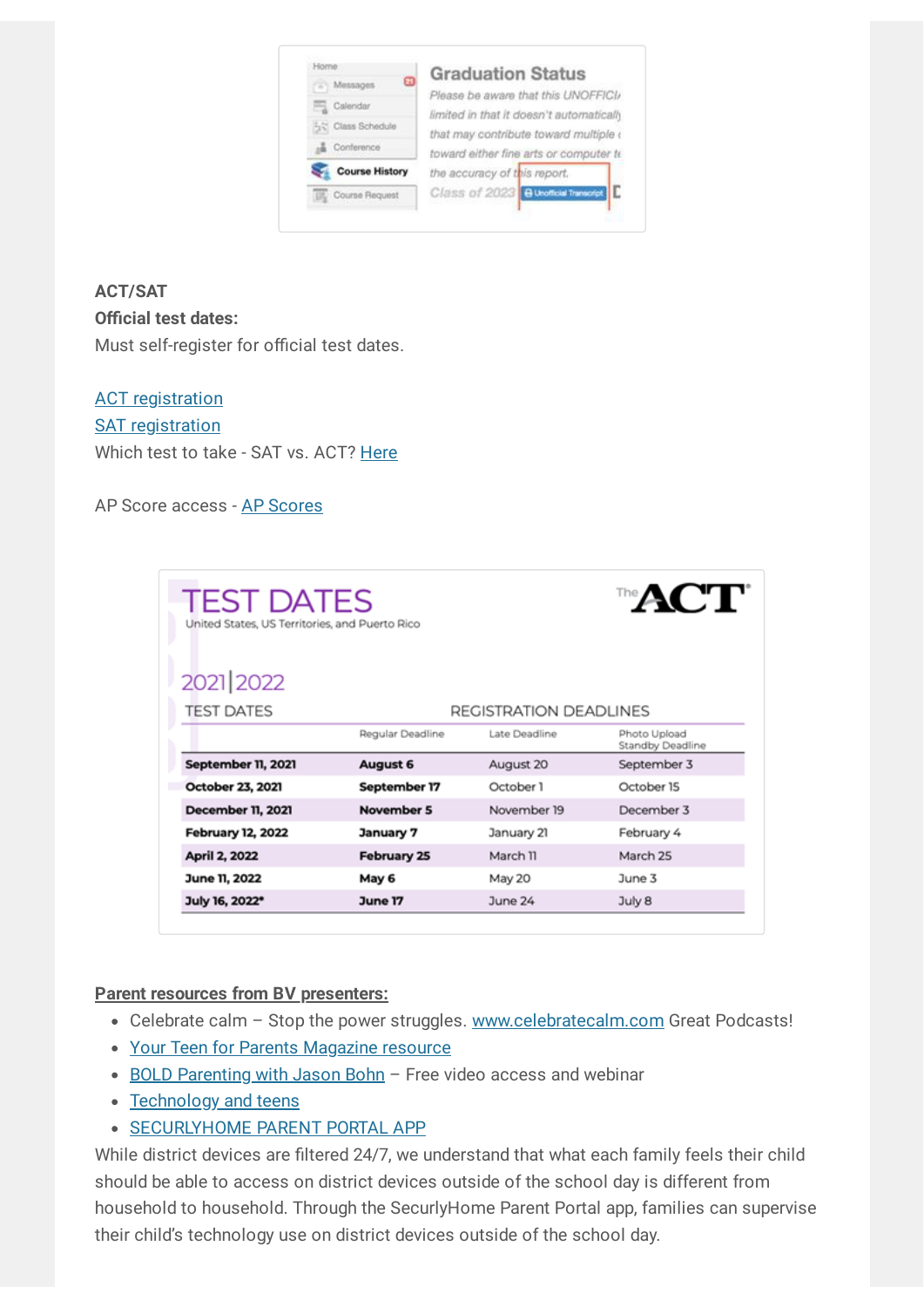**ACT/SAT**
**Official test dates:**
Must self-register for official test dates.

ACT registration
SAT registration
Which test to take - SAT vs. ACT? Here

AP Score access - AP Scores

**TEST DATES**
United States, US Territories, and Puerto Rico

2021|2022

| TEST DATES | REGISTRATION DEADLINES | | |
|---|---|---|---|
| | Regular Deadline | Late Deadline | Photo Upload Standby Deadline |
| **September 11, 2021** | **August 6** | August 20 | September 3 |
| **October 23, 2021** | **September 17** | October 1 | October 15 |
| **December 11, 2021** | **November 5** | November 19 | December 3 |
| **February 12, 2022** | **January 7** | January 21 | February 4 |
| **April 2, 2022** | **February 25** | March 11 | March 25 |
| **June 11, 2022** | **May 6** | May 20 | June 3 |
| **July 16, 2022*** | **June 17** | June 24 | July 8 |

**Parent resources from BV presenters:**

- Celebrate calm – Stop the power struggles. www.celebratecalm.com Great Podcasts!
- Your Teen for Parents Magazine resource
- BOLD Parenting with Jason Bohn – Free video access and webinar
- Technology and teens
- SECURLYHOME PARENT PORTAL APP

While district devices are filtered 24/7, we understand that what each family feels their child should be able to access on district devices outside of the school day is different from household to household. Through the SecurlyHome Parent Portal app, families can supervise their child's technology use on district devices outside of the school day.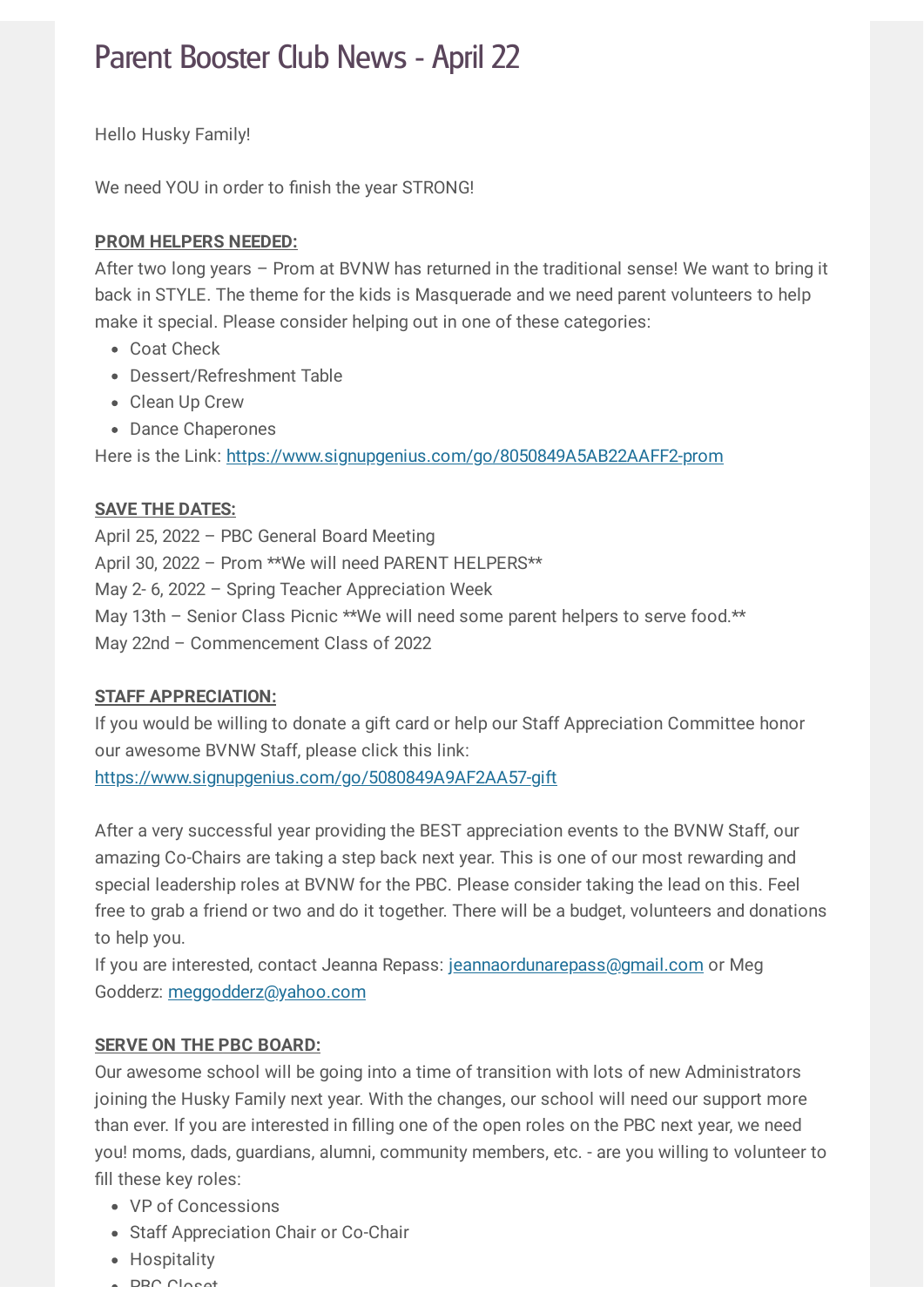# Parent Booster Club News - April 22

Hello Husky Family!

We need YOU in order to finish the year STRONG!

**PROM HELPERS NEEDED:**

After two long years – Prom at BVNW has returned in the traditional sense! We want to bring it back in STYLE. The theme for the kids is Masquerade and we need parent volunteers to help make it special. Please consider helping out in one of these categories:

- Coat Check
- Dessert/Refreshment Table
- Clean Up Crew
- Dance Chaperones

Here is the Link: https://www.signupgenius.com/go/8050849A5AB22AAFF2-prom

**SAVE THE DATES:**

April 25, 2022 – PBC General Board Meeting
April 30, 2022 – Prom **We will need PARENT HELPERS**
May 2- 6, 2022 – Spring Teacher Appreciation Week
May 13th – Senior Class Picnic **We will need some parent helpers to serve food.**
May 22nd – Commencement Class of 2022

**STAFF APPRECIATION:**

If you would be willing to donate a gift card or help our Staff Appreciation Committee honor our awesome BVNW Staff, please click this link:
https://www.signupgenius.com/go/5080849A9AF2AA57-gift

After a very successful year providing the BEST appreciation events to the BVNW Staff, our amazing Co-Chairs are taking a step back next year. This is one of our most rewarding and special leadership roles at BVNW for the PBC. Please consider taking the lead on this. Feel free to grab a friend or two and do it together. There will be a budget, volunteers and donations to help you.

If you are interested, contact Jeanna Repass: jeannaordunarepass@gmail.com or Meg Godderz: meggodderz@yahoo.com

**SERVE ON THE PBC BOARD:**

Our awesome school will be going into a time of transition with lots of new Administrators joining the Husky Family next year. With the changes, our school will need our support more than ever. If you are interested in filling one of the open roles on the PBC next year, we need you! moms, dads, guardians, alumni, community members, etc. - are you willing to volunteer to fill these key roles:

- VP of Concessions
- Staff Appreciation Chair or Co-Chair
- Hospitality
- PBC Closet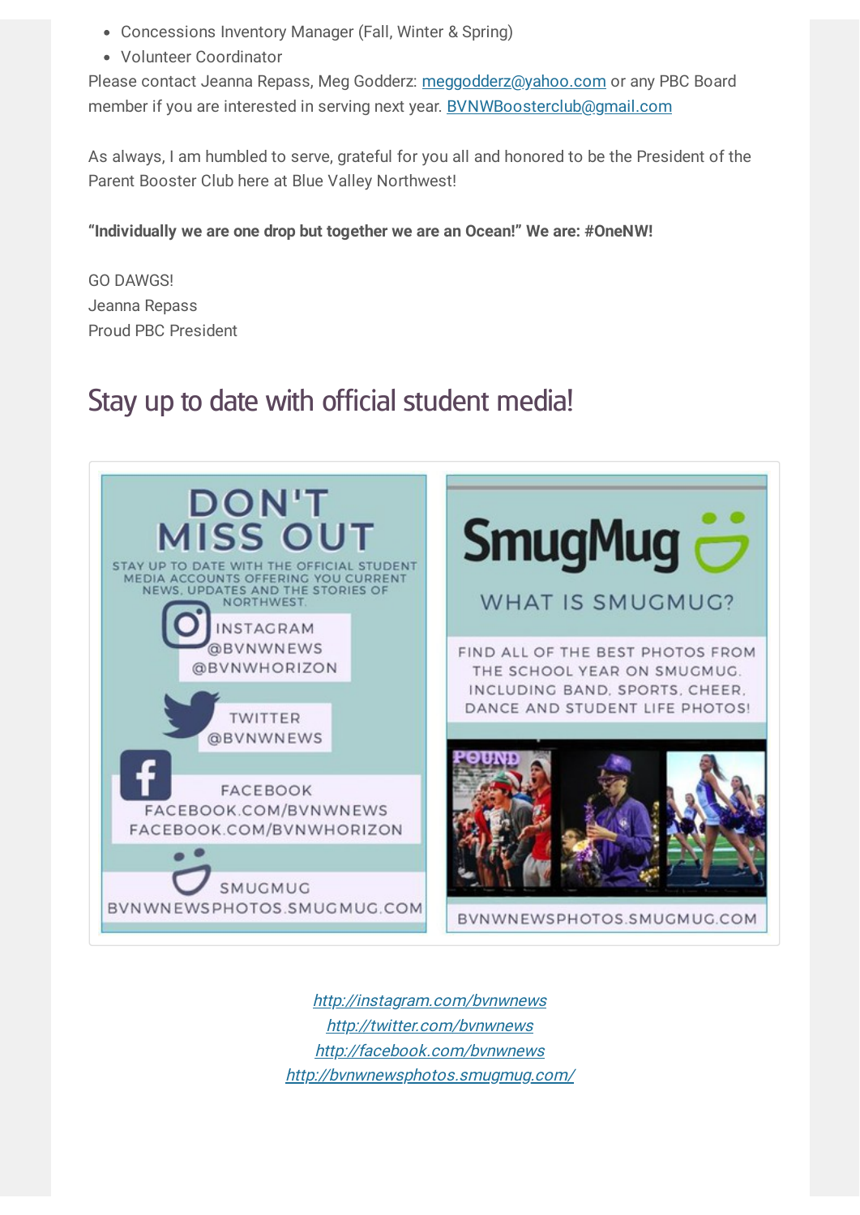- Concessions Inventory Manager (Fall, Winter & Spring)
- Volunteer Coordinator

Please contact Jeanna Repass, Meg Godderz: meggodderz@yahoo.com or any PBC Board member if you are interested in serving next year. BVNWBoosterclub@gmail.com

As always, I am humbled to serve, grateful for you all and honored to be the President of the Parent Booster Club here at Blue Valley Northwest!

**"Individually we are one drop but together we are an Ocean!" We are: #OneNW!**

GO DAWGS!
Jeanna Repass
Proud PBC President

## Stay up to date with official student media!

DON'T MISS OUT

STAY UP TO DATE WITH THE OFFICIAL STUDENT MEDIA ACCOUNTS OFFERING YOU CURRENT NEWS, UPDATES AND THE STORIES OF NORTHWEST.

INSTAGRAM
@BVNWNEWS
@BVNWHORIZON

TWITTER
@BVNWNEWS

FACEBOOK
FACEBOOK.COM/BVNWNEWS
FACEBOOK.COM/BVNWHORIZON

SMUGMUG
BVNWNEWSPHOTOS.SMUGMUG.COM

SmugMug

WHAT IS SMUGMUG?

FIND ALL OF THE BEST PHOTOS FROM THE SCHOOL YEAR ON SMUGMUG, INCLUDING BAND, SPORTS, CHEER, DANCE AND STUDENT LIFE PHOTOS!

BVNWNEWSPHOTOS.SMUGMUG.COM

*http://instagram.com/bvnwnews*
*http://twitter.com/bvnwnews*
*http://facebook.com/bvnwnews*
*http://bvnwnewsphotos.smugmug.com/*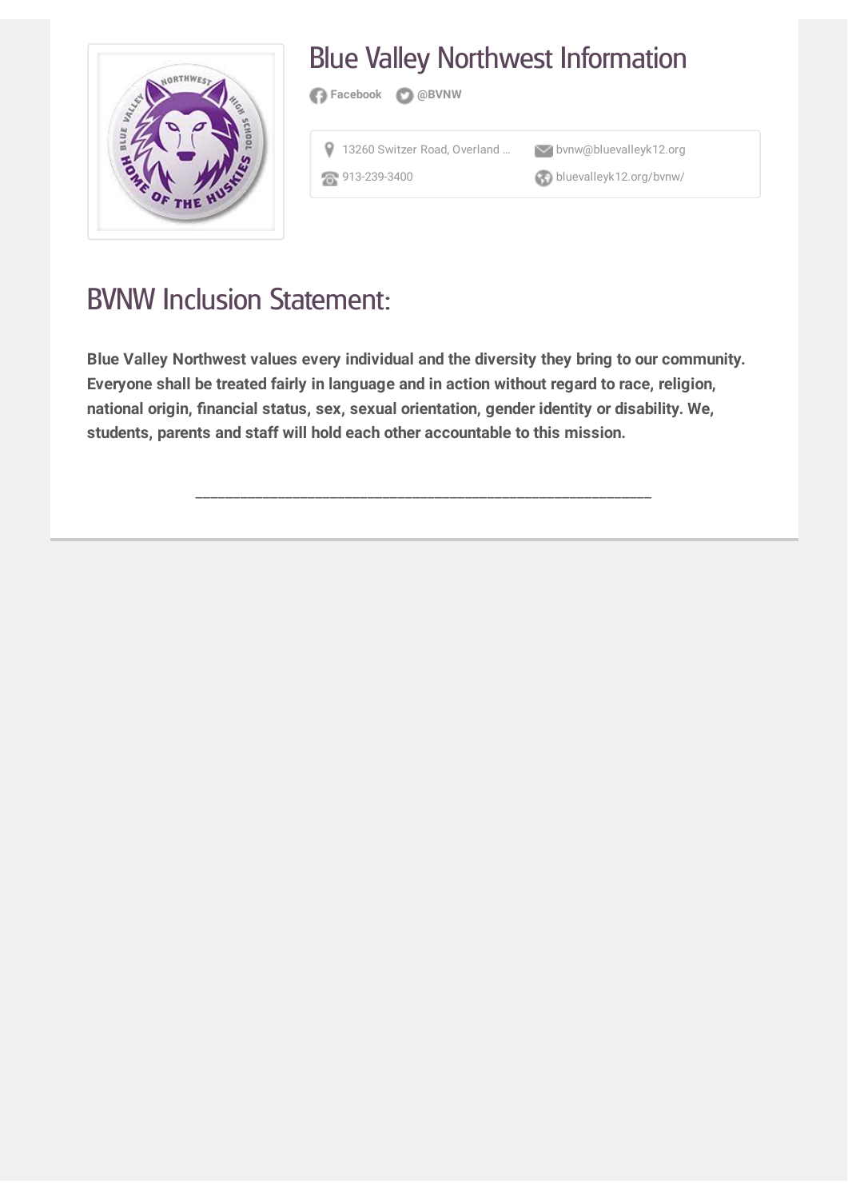# Blue Valley Northwest Information

Facebook @BVNW

13260 Switzer Road, Overland ...
913-239-3400
bvnw@bluevalleyk12.org
bluevalleyk12.org/bvnw/

## BVNW Inclusion Statement:

**Blue Valley Northwest values every individual and the diversity they bring to our community. Everyone shall be treated fairly in language and in action without regard to race, religion, national origin, financial status, sex, sexual orientation, gender identity or disability. We, students, parents and staff will hold each other accountable to this mission.**

___________________________________________________________________